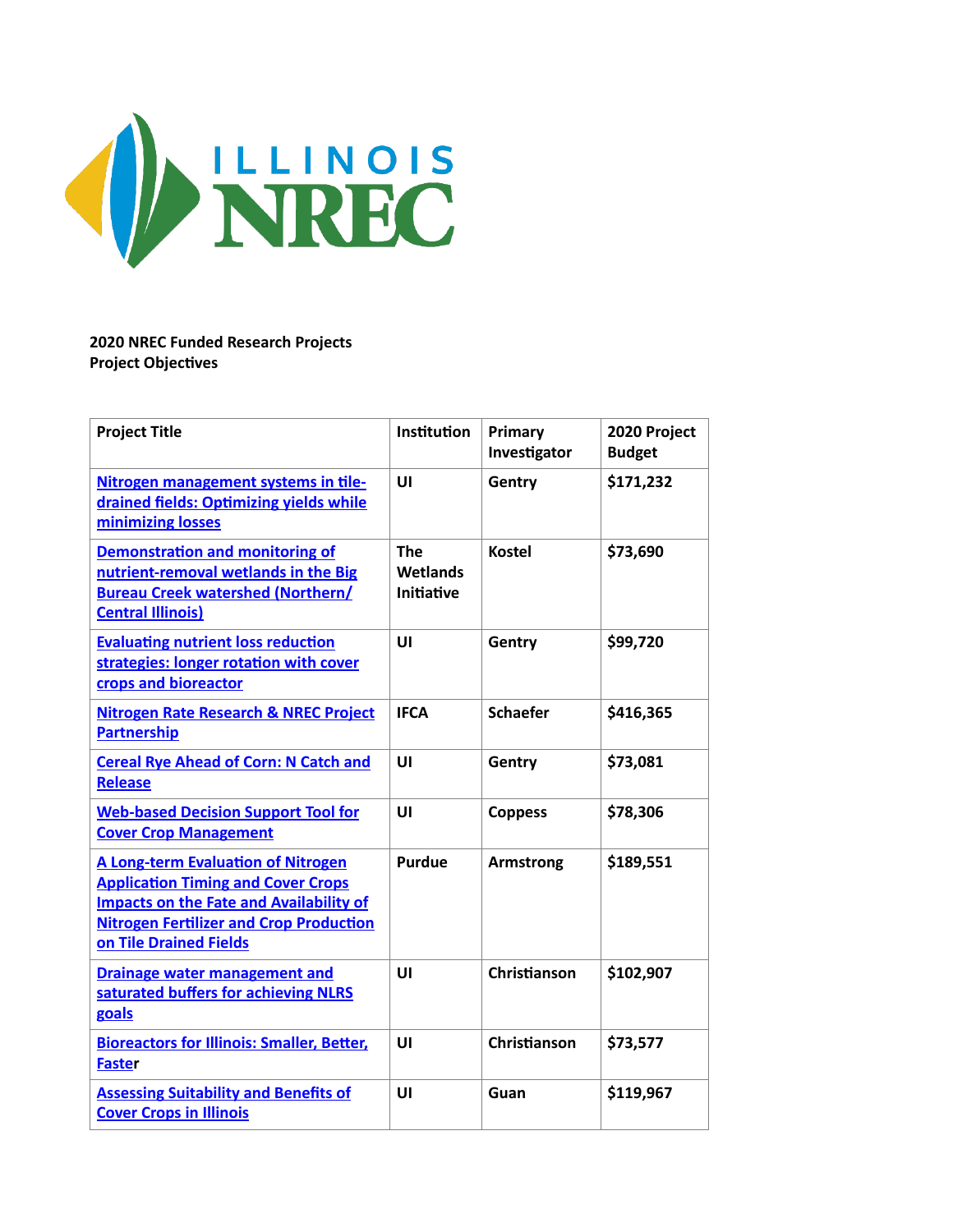ILLINOIS NREC

**2020 NREC Funded Research Projects**
**Project Objectives**

| Project Title | Institution | Primary Investigator | 2020 Project Budget |
|---|---|---|---|
| Nitrogen management systems in tile-drained fields: Optimizing yields while minimizing losses | UI | Gentry | $171,232 |
| Demonstration and monitoring of nutrient-removal wetlands in the Big Bureau Creek watershed (Northern/ Central Illinois) | The Wetlands Initiative | Kostel | $73,690 |
| Evaluating nutrient loss reduction strategies: longer rotation with cover crops and bioreactor | UI | Gentry | $99,720 |
| Nitrogen Rate Research & NREC Project Partnership | IFCA | Schaefer | $416,365 |
| Cereal Rye Ahead of Corn: N Catch and Release | UI | Gentry | $73,081 |
| Web-based Decision Support Tool for Cover Crop Management | UI | Coppess | $78,306 |
| A Long-term Evaluation of Nitrogen Application Timing and Cover Crops Impacts on the Fate and Availability of Nitrogen Fertilizer and Crop Production on Tile Drained Fields | Purdue | Armstrong | $189,551 |
| Drainage water management and saturated buffers for achieving NLRS goals | UI | Christianson | $102,907 |
| Bioreactors for Illinois: Smaller, Better, Faster | UI | Christianson | $73,577 |
| Assessing Suitability and Benefits of Cover Crops in Illinois | UI | Guan | $119,967 |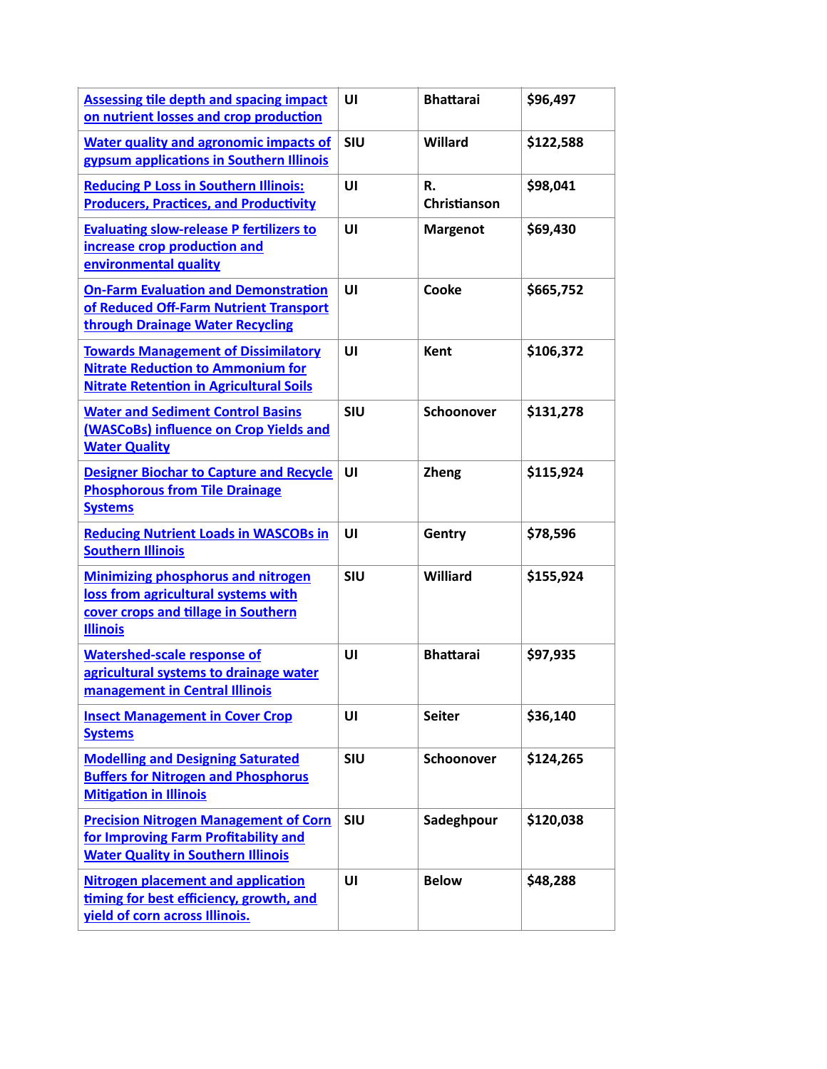| | | | |
|---|---|---|---|
| Assessing tile depth and spacing impact on nutrient losses and crop production | UI | Bhattarai | $96,497 |
| Water quality and agronomic impacts of gypsum applications in Southern Illinois | SIU | Willard | $122,588 |
| Reducing P Loss in Southern Illinois: Producers, Practices, and Productivity | UI | R. Christianson | $98,041 |
| Evaluating slow-release P fertilizers to increase crop production and environmental quality | UI | Margenot | $69,430 |
| On-Farm Evaluation and Demonstration of Reduced Off-Farm Nutrient Transport through Drainage Water Recycling | UI | Cooke | $665,752 |
| Towards Management of Dissimilatory Nitrate Reduction to Ammonium for Nitrate Retention in Agricultural Soils | UI | Kent | $106,372 |
| Water and Sediment Control Basins (WASCoBs) influence on Crop Yields and Water Quality | SIU | Schoonover | $131,278 |
| Designer Biochar to Capture and Recycle Phosphorous from Tile Drainage Systems | UI | Zheng | $115,924 |
| Reducing Nutrient Loads in WASCOBs in Southern Illinois | UI | Gentry | $78,596 |
| Minimizing phosphorus and nitrogen loss from agricultural systems with cover crops and tillage in Southern Illinois | SIU | Williard | $155,924 |
| Watershed-scale response of agricultural systems to drainage water management in Central Illinois | UI | Bhattarai | $97,935 |
| Insect Management in Cover Crop Systems | UI | Seiter | $36,140 |
| Modelling and Designing Saturated Buffers for Nitrogen and Phosphorus Mitigation in Illinois | SIU | Schoonover | $124,265 |
| Precision Nitrogen Management of Corn for Improving Farm Profitability and Water Quality in Southern Illinois | SIU | Sadeghpour | $120,038 |
| Nitrogen placement and application timing for best efficiency, growth, and yield of corn across Illinois. | UI | Below | $48,288 |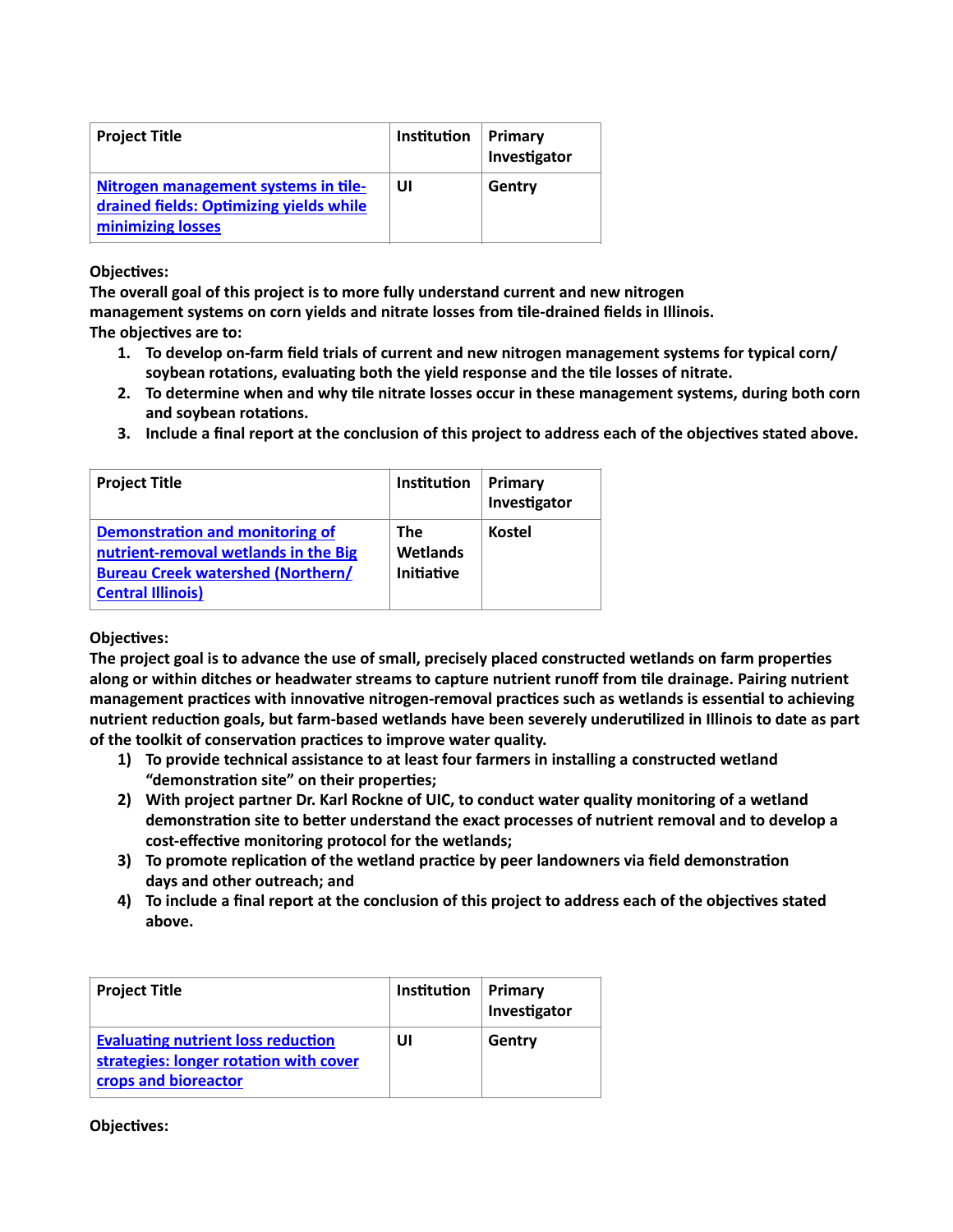| Project Title | Institution | Primary Investigator |
|---|---|---|
| [Nitrogen management systems in tile-drained fields: Optimizing yields while minimizing losses]() | UI | Gentry |

**Objectives:**

**The overall goal of this project is to more fully understand current and new nitrogen management systems on corn yields and nitrate losses from tile-drained fields in Illinois.**

**The objectives are to:**

1. **To develop on-farm field trials of current and new nitrogen management systems for typical corn/ soybean rotations, evaluating both the yield response and the tile losses of nitrate.**
2. **To determine when and why tile nitrate losses occur in these management systems, during both corn and soybean rotations.**
3. **Include a final report at the conclusion of this project to address each of the objectives stated above.**

| Project Title | Institution | Primary Investigator |
|---|---|---|
| [Demonstration and monitoring of nutrient-removal wetlands in the Big Bureau Creek watershed (Northern/ Central Illinois)]() | The Wetlands Initiative | Kostel |

**Objectives:**

**The project goal is to advance the use of small, precisely placed constructed wetlands on farm properties along or within ditches or headwater streams to capture nutrient runoff from tile drainage. Pairing nutrient management practices with innovative nitrogen-removal practices such as wetlands is essential to achieving nutrient reduction goals, but farm-based wetlands have been severely underutilized in Illinois to date as part of the toolkit of conservation practices to improve water quality.**

1) **To provide technical assistance to at least four farmers in installing a constructed wetland "demonstration site" on their properties;**
2) **With project partner Dr. Karl Rockne of UIC, to conduct water quality monitoring of a wetland demonstration site to better understand the exact processes of nutrient removal and to develop a cost-effective monitoring protocol for the wetlands;**
3) **To promote replication of the wetland practice by peer landowners via field demonstration days and other outreach; and**
4) **To include a final report at the conclusion of this project to address each of the objectives stated above.**

| Project Title | Institution | Primary Investigator |
|---|---|---|
| [Evaluating nutrient loss reduction strategies: longer rotation with cover crops and bioreactor]() | UI | Gentry |

**Objectives:**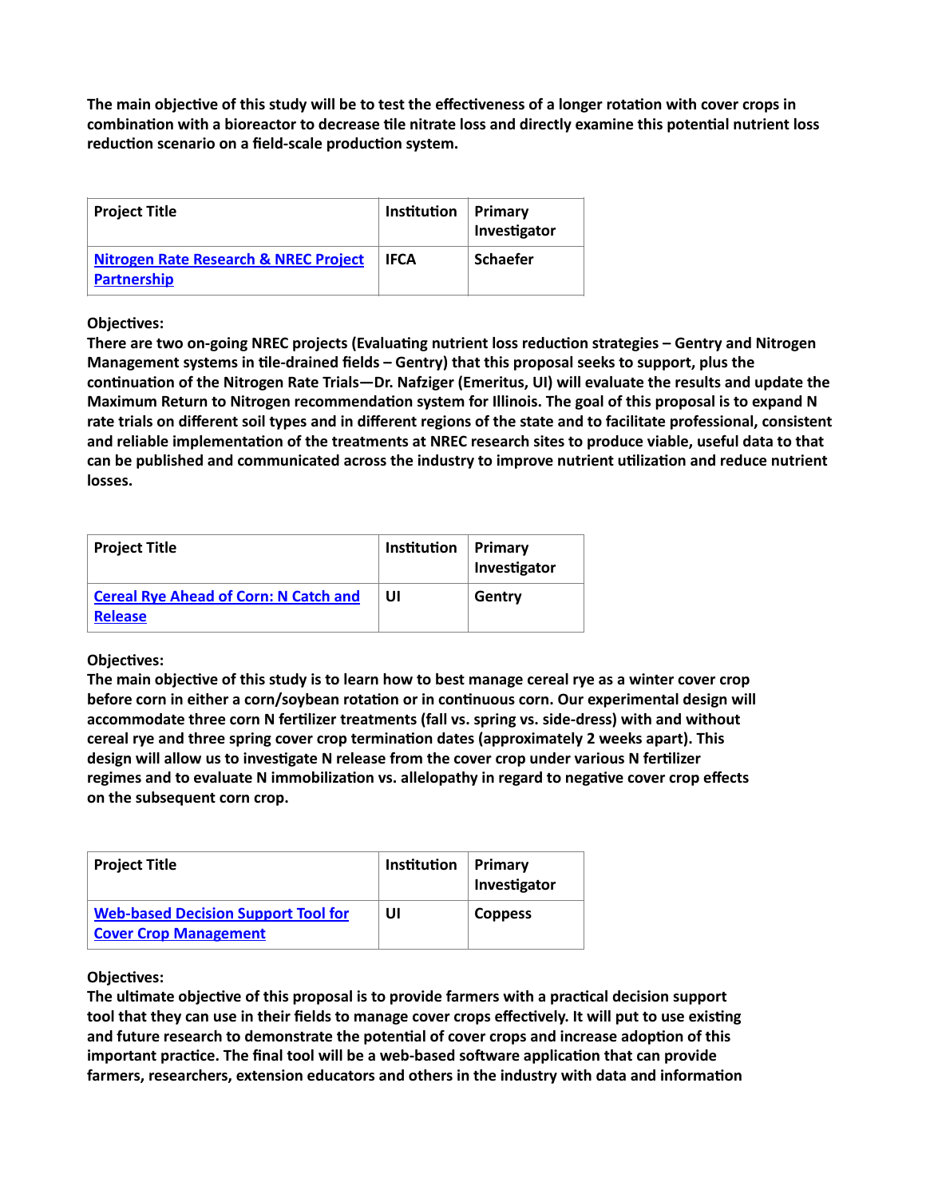**The main objective of this study will be to test the effectiveness of a longer rotation with cover crops in combination with a bioreactor to decrease tile nitrate loss and directly examine this potential nutrient loss reduction scenario on a field-scale production system.**

| Project Title | Institution | Primary Investigator |
|---|---|---|
| [Nitrogen Rate Research & NREC Project Partnership]() | IFCA | Schaefer |

**Objectives:**
**There are two on-going NREC projects (Evaluating nutrient loss reduction strategies – Gentry and Nitrogen Management systems in tile-drained fields – Gentry) that this proposal seeks to support, plus the continuation of the Nitrogen Rate Trials—Dr. Nafziger (Emeritus, UI) will evaluate the results and update the Maximum Return to Nitrogen recommendation system for Illinois. The goal of this proposal is to expand N rate trials on different soil types and in different regions of the state and to facilitate professional, consistent and reliable implementation of the treatments at NREC research sites to produce viable, useful data to that can be published and communicated across the industry to improve nutrient utilization and reduce nutrient losses.**

| Project Title | Institution | Primary Investigator |
|---|---|---|
| [Cereal Rye Ahead of Corn: N Catch and Release]() | UI | Gentry |

**Objectives:**
**The main objective of this study is to learn how to best manage cereal rye as a winter cover crop before corn in either a corn/soybean rotation or in continuous corn. Our experimental design will accommodate three corn N fertilizer treatments (fall vs. spring vs. side-dress) with and without cereal rye and three spring cover crop termination dates (approximately 2 weeks apart). This design will allow us to investigate N release from the cover crop under various N fertilizer regimes and to evaluate N immobilization vs. allelopathy in regard to negative cover crop effects on the subsequent corn crop.**

| Project Title | Institution | Primary Investigator |
|---|---|---|
| [Web-based Decision Support Tool for Cover Crop Management]() | UI | Coppess |

**Objectives:**
**The ultimate objective of this proposal is to provide farmers with a practical decision support tool that they can use in their fields to manage cover crops effectively. It will put to use existing and future research to demonstrate the potential of cover crops and increase adoption of this important practice. The final tool will be a web-based software application that can provide farmers, researchers, extension educators and others in the industry with data and information**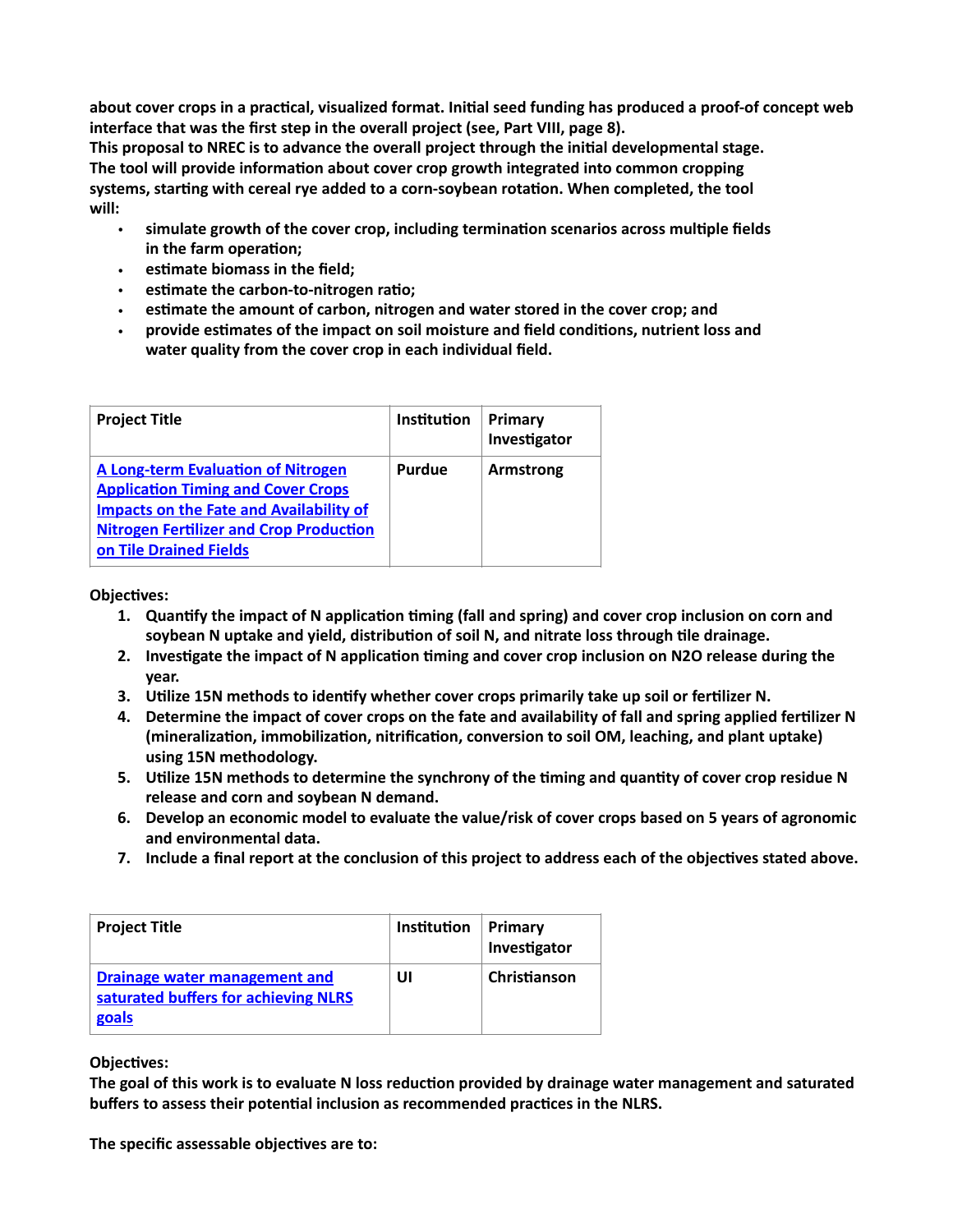**about cover crops in a practical, visualized format. Initial seed funding has produced a proof-of concept web interface that was the first step in the overall project (see, Part VIII, page 8).**
**This proposal to NREC is to advance the overall project through the initial developmental stage. The tool will provide information about cover crop growth integrated into common cropping systems, starting with cereal rye added to a corn-soybean rotation. When completed, the tool will:**

- **simulate growth of the cover crop, including termination scenarios across multiple fields in the farm operation;**
- **estimate biomass in the field;**
- **estimate the carbon-to-nitrogen ratio;**
- **estimate the amount of carbon, nitrogen and water stored in the cover crop; and**
- **provide estimates of the impact on soil moisture and field conditions, nutrient loss and water quality from the cover crop in each individual field.**

| Project Title | Institution | Primary Investigator |
|---|---|---|
| A Long-term Evaluation of Nitrogen Application Timing and Cover Crops Impacts on the Fate and Availability of Nitrogen Fertilizer and Crop Production on Tile Drained Fields | Purdue | Armstrong |

**Objectives:**

1. **Quantify the impact of N application timing (fall and spring) and cover crop inclusion on corn and soybean N uptake and yield, distribution of soil N, and nitrate loss through tile drainage.**
2. **Investigate the impact of N application timing and cover crop inclusion on $N_2O$ release during the year.**
3. **Utilize 15N methods to identify whether cover crops primarily take up soil or fertilizer N.**
4. **Determine the impact of cover crops on the fate and availability of fall and spring applied fertilizer N (mineralization, immobilization, nitrification, conversion to soil OM, leaching, and plant uptake) using 15N methodology.**
5. **Utilize 15N methods to determine the synchrony of the timing and quantity of cover crop residue N release and corn and soybean N demand.**
6. **Develop an economic model to evaluate the value/risk of cover crops based on 5 years of agronomic and environmental data.**
7. **Include a final report at the conclusion of this project to address each of the objectives stated above.**

| Project Title | Institution | Primary Investigator |
|---|---|---|
| Drainage water management and saturated buffers for achieving NLRS goals | UI | Christianson |

**Objectives:**
**The goal of this work is to evaluate N loss reduction provided by drainage water management and saturated buffers to assess their potential inclusion as recommended practices in the NLRS.**

**The specific assessable objectives are to:**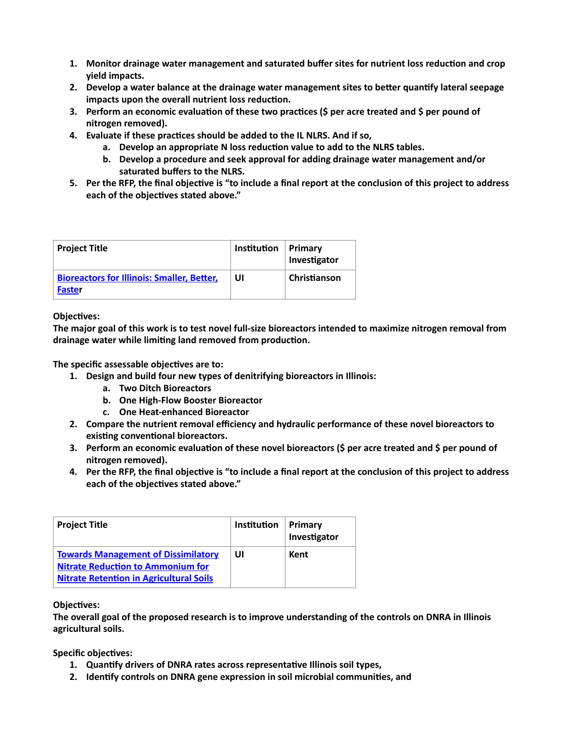1. **Monitor drainage water management and saturated buffer sites for nutrient loss reduction and crop yield impacts.**
2. **Develop a water balance at the drainage water management sites to better quantify lateral seepage impacts upon the overall nutrient loss reduction.**
3. **Perform an economic evaluation of these two practices ($ per acre treated and $ per pound of nitrogen removed).**
4. **Evaluate if these practices should be added to the IL NLRS. And if so,**
   a. **Develop an appropriate N loss reduction value to add to the NLRS tables.**
   b. **Develop a procedure and seek approval for adding drainage water management and/or saturated buffers to the NLRS.**
5. **Per the RFP, the final objective is "to include a final report at the conclusion of this project to address each of the objectives stated above."**

| Project Title | Institution | Primary Investigator |
|---|---|---|
| **Bioreactors for Illinois: Smaller, Better, Faster** | **UI** | **Christianson** |

**Objectives:**
**The major goal of this work is to test novel full-size bioreactors intended to maximize nitrogen removal from drainage water while limiting land removed from production.**

**The specific assessable objectives are to:**

1. **Design and build four new types of denitrifying bioreactors in Illinois:**
   a. **Two Ditch Bioreactors**
   b. **One High-Flow Booster Bioreactor**
   c. **One Heat-enhanced Bioreactor**
2. **Compare the nutrient removal efficiency and hydraulic performance of these novel bioreactors to existing conventional bioreactors.**
3. **Perform an economic evaluation of these novel bioreactors ($ per acre treated and $ per pound of nitrogen removed).**
4. **Per the RFP, the final objective is "to include a final report at the conclusion of this project to address each of the objectives stated above."**

| Project Title | Institution | Primary Investigator |
|---|---|---|
| **Towards Management of Dissimilatory Nitrate Reduction to Ammonium for Nitrate Retention in Agricultural Soils** | **UI** | **Kent** |

**Objectives:**
**The overall goal of the proposed research is to improve understanding of the controls on DNRA in Illinois agricultural soils.**

**Specific objectives:**

1. **Quantify drivers of DNRA rates across representative Illinois soil types,**
2. **Identify controls on DNRA gene expression in soil microbial communities, and**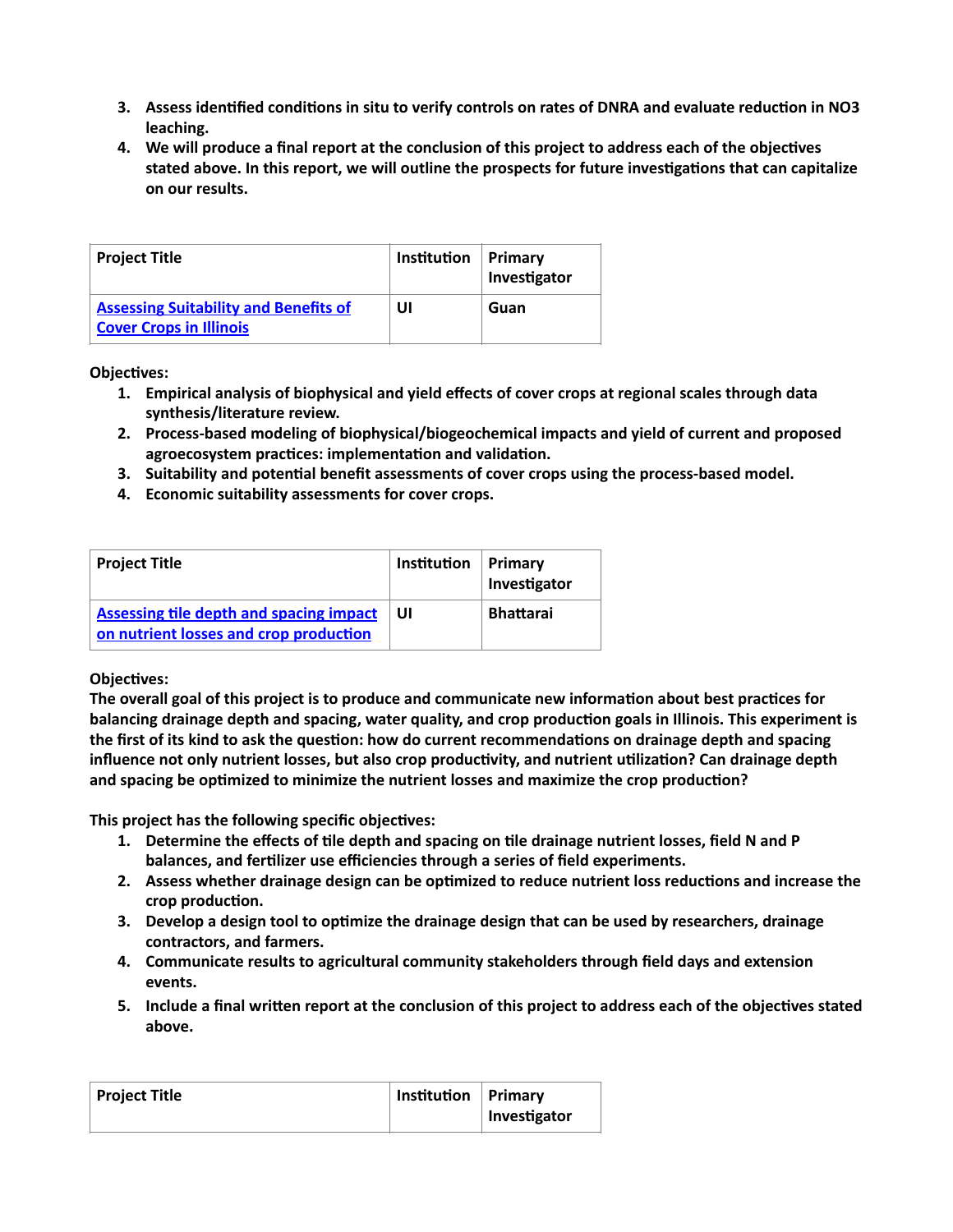3. **Assess identified conditions in situ to verify controls on rates of DNRA and evaluate reduction in NO3 leaching.**
4. **We will produce a final report at the conclusion of this project to address each of the objectives stated above. In this report, we will outline the prospects for future investigations that can capitalize on our results.**

| Project Title | Institution | Primary Investigator |
|---|---|---|
| **Assessing Suitability and Benefits of Cover Crops in Illinois** | **UI** | **Guan** |

**Objectives:**

1. **Empirical analysis of biophysical and yield effects of cover crops at regional scales through data synthesis/literature review.**
2. **Process-based modeling of biophysical/biogeochemical impacts and yield of current and proposed agroecosystem practices: implementation and validation.**
3. **Suitability and potential benefit assessments of cover crops using the process-based model.**
4. **Economic suitability assessments for cover crops.**

| Project Title | Institution | Primary Investigator |
|---|---|---|
| **Assessing tile depth and spacing impact on nutrient losses and crop production** | **UI** | **Bhattarai** |

**Objectives:**

**The overall goal of this project is to produce and communicate new information about best practices for balancing drainage depth and spacing, water quality, and crop production goals in Illinois. This experiment is the first of its kind to ask the question: how do current recommendations on drainage depth and spacing influence not only nutrient losses, but also crop productivity, and nutrient utilization? Can drainage depth and spacing be optimized to minimize the nutrient losses and maximize the crop production?**

**This project has the following specific objectives:**

1. **Determine the effects of tile depth and spacing on tile drainage nutrient losses, field N and P balances, and fertilizer use efficiencies through a series of field experiments.**
2. **Assess whether drainage design can be optimized to reduce nutrient loss reductions and increase the crop production.**
3. **Develop a design tool to optimize the drainage design that can be used by researchers, drainage contractors, and farmers.**
4. **Communicate results to agricultural community stakeholders through field days and extension events.**
5. **Include a final written report at the conclusion of this project to address each of the objectives stated above.**

| Project Title | Institution | Primary Investigator |
|---|---|---|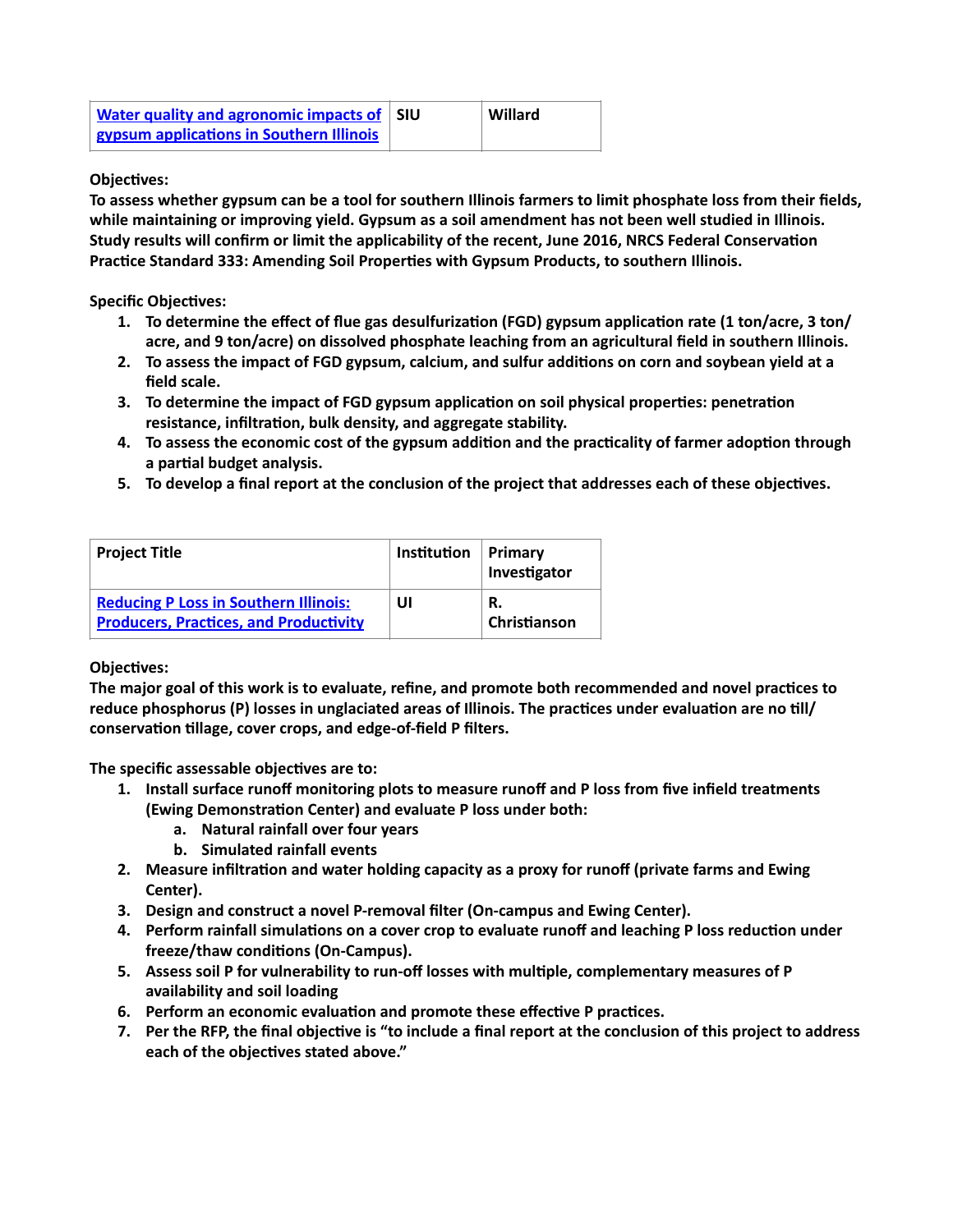| | | |
|---|---|---|
| Water quality and agronomic impacts of gypsum applications in Southern Illinois | SIU | Willard |

**Objectives:**

**To assess whether gypsum can be a tool for southern Illinois farmers to limit phosphate loss from their fields, while maintaining or improving yield. Gypsum as a soil amendment has not been well studied in Illinois. Study results will confirm or limit the applicability of the recent, June 2016, NRCS Federal Conservation Practice Standard 333: Amending Soil Properties with Gypsum Products, to southern Illinois.**

**Specific Objectives:**

1. **To determine the effect of flue gas desulfurization (FGD) gypsum application rate (1 ton/acre, 3 ton/acre, and 9 ton/acre) on dissolved phosphate leaching from an agricultural field in southern Illinois.**
2. **To assess the impact of FGD gypsum, calcium, and sulfur additions on corn and soybean yield at a field scale.**
3. **To determine the impact of FGD gypsum application on soil physical properties: penetration resistance, infiltration, bulk density, and aggregate stability.**
4. **To assess the economic cost of the gypsum addition and the practicality of farmer adoption through a partial budget analysis.**
5. **To develop a final report at the conclusion of the project that addresses each of these objectives.**

| Project Title | Institution | Primary Investigator |
|---|---|---|
| Reducing P Loss in Southern Illinois: Producers, Practices, and Productivity | UI | R. Christianson |

**Objectives:**

**The major goal of this work is to evaluate, refine, and promote both recommended and novel practices to reduce phosphorus (P) losses in unglaciated areas of Illinois. The practices under evaluation are no till/conservation tillage, cover crops, and edge-of-field P filters.**

**The specific assessable objectives are to:**

1. **Install surface runoff monitoring plots to measure runoff and P loss from five infield treatments (Ewing Demonstration Center) and evaluate P loss under both:**
    a. **Natural rainfall over four years**
    b. **Simulated rainfall events**
2. **Measure infiltration and water holding capacity as a proxy for runoff (private farms and Ewing Center).**
3. **Design and construct a novel P-removal filter (On-campus and Ewing Center).**
4. **Perform rainfall simulations on a cover crop to evaluate runoff and leaching P loss reduction under freeze/thaw conditions (On-Campus).**
5. **Assess soil P for vulnerability to run-off losses with multiple, complementary measures of P availability and soil loading**
6. **Perform an economic evaluation and promote these effective P practices.**
7. **Per the RFP, the final objective is "to include a final report at the conclusion of this project to address each of the objectives stated above."**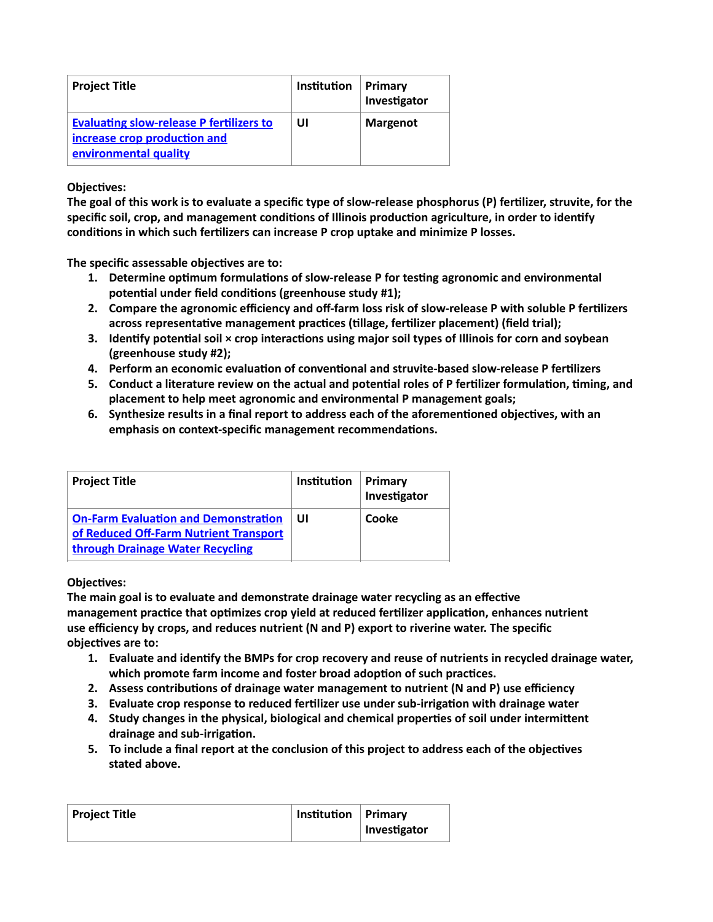| Project Title | Institution | Primary Investigator |
|---|---|---|
| [Evaluating slow-release P fertilizers to increase crop production and environmental quality]() | UI | Margenot |

**Objectives:**
**The goal of this work is to evaluate a specific type of slow-release phosphorus (P) fertilizer, struvite, for the specific soil, crop, and management conditions of Illinois production agriculture, in order to identify conditions in which such fertilizers can increase P crop uptake and minimize P losses.**

**The specific assessable objectives are to:**

1. **Determine optimum formulations of slow-release P for testing agronomic and environmental potential under field conditions (greenhouse study #1);**
2. **Compare the agronomic efficiency and off-farm loss risk of slow-release P with soluble P fertilizers across representative management practices (tillage, fertilizer placement) (field trial);**
3. **Identify potential soil × crop interactions using major soil types of Illinois for corn and soybean (greenhouse study #2);**
4. **Perform an economic evaluation of conventional and struvite-based slow-release P fertilizers**
5. **Conduct a literature review on the actual and potential roles of P fertilizer formulation, timing, and placement to help meet agronomic and environmental P management goals;**
6. **Synthesize results in a final report to address each of the aforementioned objectives, with an emphasis on context-specific management recommendations.**

| Project Title | Institution | Primary Investigator |
|---|---|---|
| [On-Farm Evaluation and Demonstration of Reduced Off-Farm Nutrient Transport through Drainage Water Recycling]() | UI | Cooke |

**Objectives:**
**The main goal is to evaluate and demonstrate drainage water recycling as an effective management practice that optimizes crop yield at reduced fertilizer application, enhances nutrient use efficiency by crops, and reduces nutrient (N and P) export to riverine water. The specific objectives are to:**

1. **Evaluate and identify the BMPs for crop recovery and reuse of nutrients in recycled drainage water, which promote farm income and foster broad adoption of such practices.**
2. **Assess contributions of drainage water management to nutrient (N and P) use efficiency**
3. **Evaluate crop response to reduced fertilizer use under sub-irrigation with drainage water**
4. **Study changes in the physical, biological and chemical properties of soil under intermittent drainage and sub-irrigation.**
5. **To include a final report at the conclusion of this project to address each of the objectives stated above.**

| Project Title | Institution | Primary Investigator |
|---|---|---|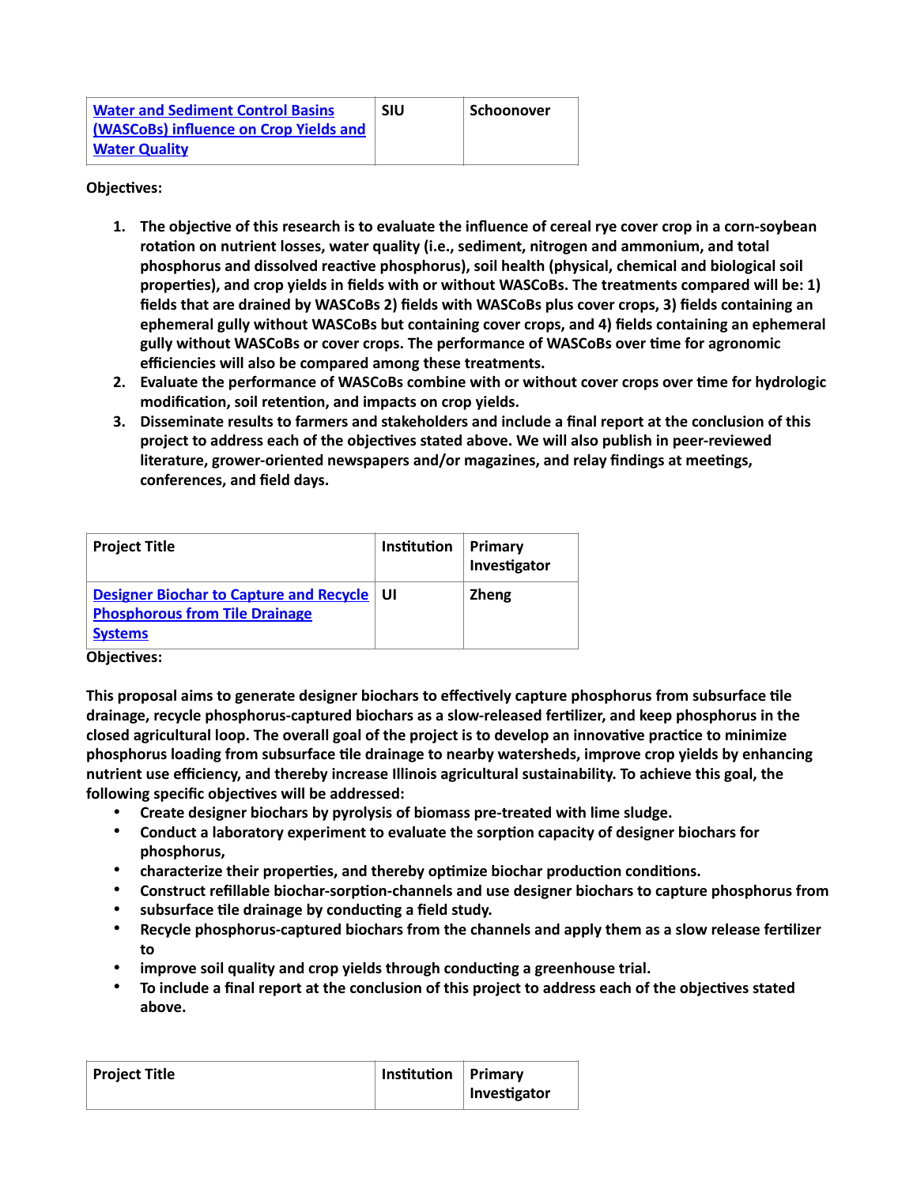| Water and Sediment Control Basins (WASCoBs) influence on Crop Yields and Water Quality | SIU | Schoonover |
|---|---|---|

**Objectives:**

1. **The objective of this research is to evaluate the influence of cereal rye cover crop in a corn-soybean rotation on nutrient losses, water quality (i.e., sediment, nitrogen and ammonium, and total phosphorus and dissolved reactive phosphorus), soil health (physical, chemical and biological soil properties), and crop yields in fields with or without WASCoBs. The treatments compared will be: 1) fields that are drained by WASCoBs 2) fields with WASCoBs plus cover crops, 3) fields containing an ephemeral gully without WASCoBs but containing cover crops, and 4) fields containing an ephemeral gully without WASCoBs or cover crops. The performance of WASCoBs over time for agronomic efficiencies will also be compared among these treatments.**
2. **Evaluate the performance of WASCoBs combine with or without cover crops over time for hydrologic modification, soil retention, and impacts on crop yields.**
3. **Disseminate results to farmers and stakeholders and include a final report at the conclusion of this project to address each of the objectives stated above. We will also publish in peer-reviewed literature, grower-oriented newspapers and/or magazines, and relay findings at meetings, conferences, and field days.**

| Project Title | Institution | Primary Investigator |
|---|---|---|
| Designer Biochar to Capture and Recycle Phosphorous from Tile Drainage Systems | UI | Zheng |

**Objectives:**

**This proposal aims to generate designer biochars to effectively capture phosphorus from subsurface tile drainage, recycle phosphorus-captured biochars as a slow-released fertilizer, and keep phosphorus in the closed agricultural loop. The overall goal of the project is to develop an innovative practice to minimize phosphorus loading from subsurface tile drainage to nearby watersheds, improve crop yields by enhancing nutrient use efficiency, and thereby increase Illinois agricultural sustainability. To achieve this goal, the following specific objectives will be addressed:**

- **Create designer biochars by pyrolysis of biomass pre-treated with lime sludge.**
- **Conduct a laboratory experiment to evaluate the sorption capacity of designer biochars for phosphorus,**
- **characterize their properties, and thereby optimize biochar production conditions.**
- **Construct refillable biochar-sorption-channels and use designer biochars to capture phosphorus from**
- **subsurface tile drainage by conducting a field study.**
- **Recycle phosphorus-captured biochars from the channels and apply them as a slow release fertilizer to**
- **improve soil quality and crop yields through conducting a greenhouse trial.**
- **To include a final report at the conclusion of this project to address each of the objectives stated above.**

| Project Title | Institution | Primary Investigator |
|---|---|---|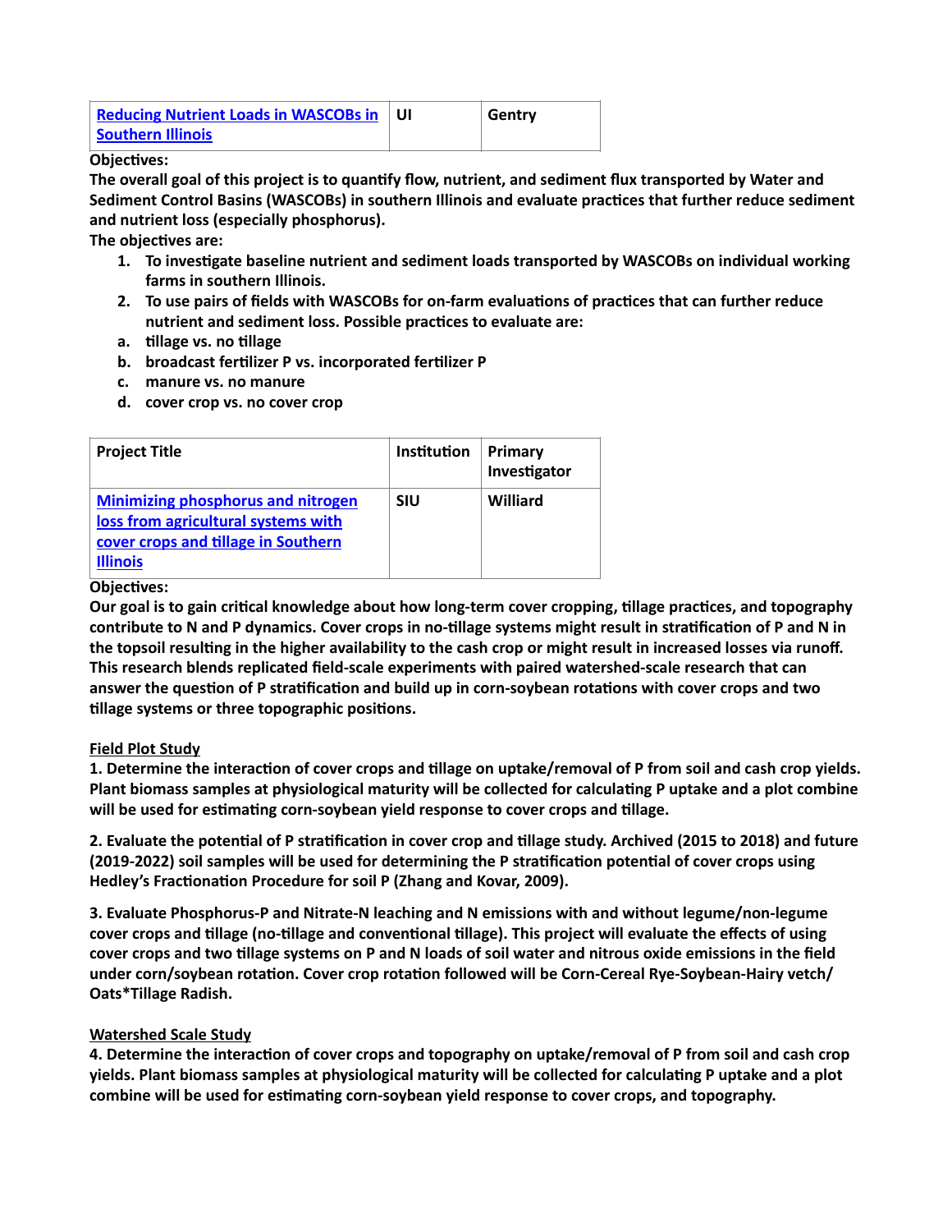| [Reducing Nutrient Loads in WASCOBs in Southern Illinois]() | UI | Gentry |
|---|---|---|

**Objectives:**

**The overall goal of this project is to quantify flow, nutrient, and sediment flux transported by Water and Sediment Control Basins (WASCOBs) in southern Illinois and evaluate practices that further reduce sediment and nutrient loss (especially phosphorus).**

**The objectives are:**

1. **To investigate baseline nutrient and sediment loads transported by WASCOBs on individual working farms in southern Illinois.**
2. **To use pairs of fields with WASCOBs for on-farm evaluations of practices that can further reduce nutrient and sediment loss. Possible practices to evaluate are:**

   a. **tillage vs. no tillage**
   b. **broadcast fertilizer P vs. incorporated fertilizer P**
   c. **manure vs. no manure**
   d. **cover crop vs. no cover crop**

| Project Title | Institution | Primary Investigator |
|---|---|---|
| [Minimizing phosphorus and nitrogen loss from agricultural systems with cover crops and tillage in Southern Illinois]() | SIU | Williard |

**Objectives:**

**Our goal is to gain critical knowledge about how long-term cover cropping, tillage practices, and topography contribute to N and P dynamics. Cover crops in no-tillage systems might result in stratification of P and N in the topsoil resulting in the higher availability to the cash crop or might result in increased losses via runoff. This research blends replicated field-scale experiments with paired watershed-scale research that can answer the question of P stratification and build up in corn-soybean rotations with cover crops and two tillage systems or three topographic positions.**

**Field Plot Study**

**1. Determine the interaction of cover crops and tillage on uptake/removal of P from soil and cash crop yields. Plant biomass samples at physiological maturity will be collected for calculating P uptake and a plot combine will be used for estimating corn-soybean yield response to cover crops and tillage.**

**2. Evaluate the potential of P stratification in cover crop and tillage study. Archived (2015 to 2018) and future (2019-2022) soil samples will be used for determining the P stratification potential of cover crops using Hedley's Fractionation Procedure for soil P (Zhang and Kovar, 2009).**

**3. Evaluate Phosphorus-P and Nitrate-N leaching and N emissions with and without legume/non-legume cover crops and tillage (no-tillage and conventional tillage). This project will evaluate the effects of using cover crops and two tillage systems on P and N loads of soil water and nitrous oxide emissions in the field under corn/soybean rotation. Cover crop rotation followed will be Corn-Cereal Rye-Soybean-Hairy vetch/ Oats*Tillage Radish.**

**Watershed Scale Study**

**4. Determine the interaction of cover crops and topography on uptake/removal of P from soil and cash crop yields. Plant biomass samples at physiological maturity will be collected for calculating P uptake and a plot combine will be used for estimating corn-soybean yield response to cover crops, and topography.**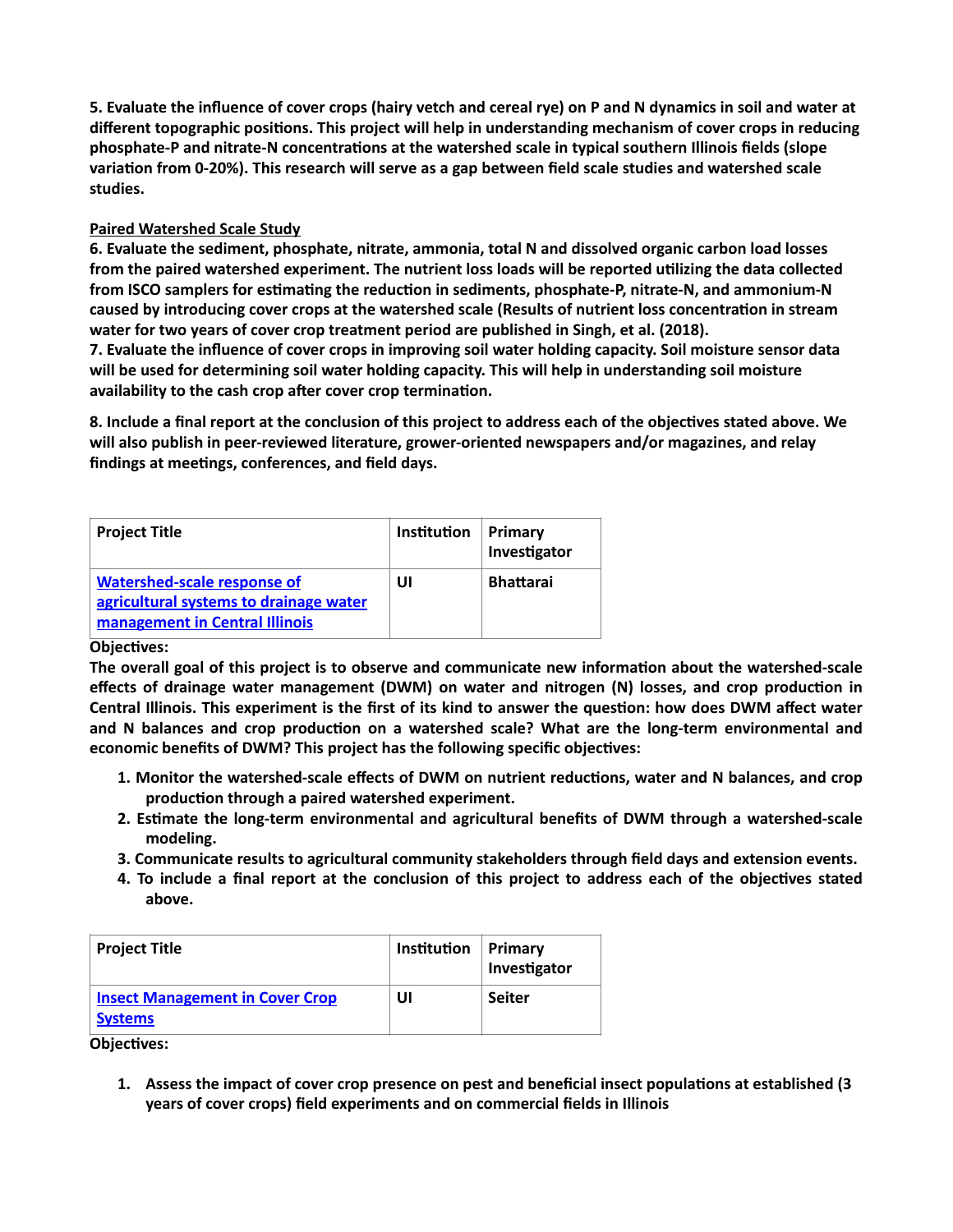**5. Evaluate the influence of cover crops (hairy vetch and cereal rye) on P and N dynamics in soil and water at different topographic positions. This project will help in understanding mechanism of cover crops in reducing phosphate-P and nitrate-N concentrations at the watershed scale in typical southern Illinois fields (slope variation from 0-20%). This research will serve as a gap between field scale studies and watershed scale studies.**

**Paired Watershed Scale Study**

**6. Evaluate the sediment, phosphate, nitrate, ammonia, total N and dissolved organic carbon load losses from the paired watershed experiment. The nutrient loss loads will be reported utilizing the data collected from ISCO samplers for estimating the reduction in sediments, phosphate-P, nitrate-N, and ammonium-N caused by introducing cover crops at the watershed scale (Results of nutrient loss concentration in stream water for two years of cover crop treatment period are published in Singh, et al. (2018).**

**7. Evaluate the influence of cover crops in improving soil water holding capacity. Soil moisture sensor data will be used for determining soil water holding capacity. This will help in understanding soil moisture availability to the cash crop after cover crop termination.**

**8. Include a final report at the conclusion of this project to address each of the objectives stated above. We will also publish in peer-reviewed literature, grower-oriented newspapers and/or magazines, and relay findings at meetings, conferences, and field days.**

| Project Title | Institution | Primary Investigator |
|---|---|---|
| Watershed-scale response of agricultural systems to drainage water management in Central Illinois | UI | Bhattarai |

**Objectives:**

**The overall goal of this project is to observe and communicate new information about the watershed-scale effects of drainage water management (DWM) on water and nitrogen (N) losses, and crop production in Central Illinois. This experiment is the first of its kind to answer the question: how does DWM affect water and N balances and crop production on a watershed scale? What are the long-term environmental and economic benefits of DWM? This project has the following specific objectives:**

1. **Monitor the watershed-scale effects of DWM on nutrient reductions, water and N balances, and crop production through a paired watershed experiment.**
2. **Estimate the long-term environmental and agricultural benefits of DWM through a watershed-scale modeling.**
3. **Communicate results to agricultural community stakeholders through field days and extension events.**
4. **To include a final report at the conclusion of this project to address each of the objectives stated above.**

| Project Title | Institution | Primary Investigator |
|---|---|---|
| Insect Management in Cover Crop Systems | UI | Seiter |

**Objectives:**

1. **Assess the impact of cover crop presence on pest and beneficial insect populations at established (3 years of cover crops) field experiments and on commercial fields in Illinois**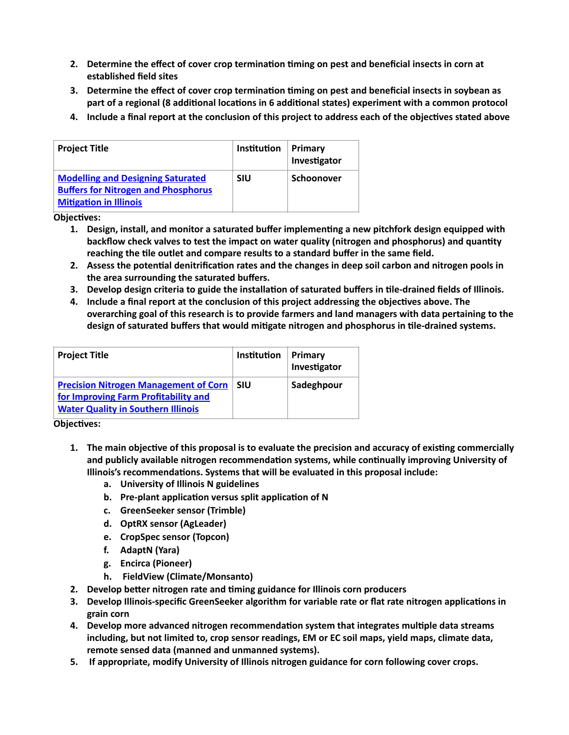2. **Determine the effect of cover crop termination timing on pest and beneficial insects in corn at established field sites**
3. **Determine the effect of cover crop termination timing on pest and beneficial insects in soybean as part of a regional (8 additional locations in 6 additional states) experiment with a common protocol**
4. **Include a final report at the conclusion of this project to address each of the objectives stated above**

| Project Title | Institution | Primary Investigator |
|---|---|---|
| Modelling and Designing Saturated Buffers for Nitrogen and Phosphorus Mitigation in Illinois | SIU | Schoonover |

**Objectives:**

1. **Design, install, and monitor a saturated buffer implementing a new pitchfork design equipped with backflow check valves to test the impact on water quality (nitrogen and phosphorus) and quantity reaching the tile outlet and compare results to a standard buffer in the same field.**
2. **Assess the potential denitrification rates and the changes in deep soil carbon and nitrogen pools in the area surrounding the saturated buffers.**
3. **Develop design criteria to guide the installation of saturated buffers in tile-drained fields of Illinois.**
4. **Include a final report at the conclusion of this project addressing the objectives above. The overarching goal of this research is to provide farmers and land managers with data pertaining to the design of saturated buffers that would mitigate nitrogen and phosphorus in tile-drained systems.**

| Project Title | Institution | Primary Investigator |
|---|---|---|
| Precision Nitrogen Management of Corn for Improving Farm Profitability and Water Quality in Southern Illinois | SIU | Sadeghpour |

**Objectives:**

1. **The main objective of this proposal is to evaluate the precision and accuracy of existing commercially and publicly available nitrogen recommendation systems, while continually improving University of Illinois's recommendations. Systems that will be evaluated in this proposal include:**
   a. **University of Illinois N guidelines**
   b. **Pre-plant application versus split application of N**
   c. **GreenSeeker sensor (Trimble)**
   d. **OptRX sensor (AgLeader)**
   e. **CropSpec sensor (Topcon)**
   f. **AdaptN (Yara)**
   g. **Encirca (Pioneer)**
   h. **FieldView (Climate/Monsanto)**
2. **Develop better nitrogen rate and timing guidance for Illinois corn producers**
3. **Develop Illinois-specific GreenSeeker algorithm for variable rate or flat rate nitrogen applications in grain corn**
4. **Develop more advanced nitrogen recommendation system that integrates multiple data streams including, but not limited to, crop sensor readings, EM or EC soil maps, yield maps, climate data, remote sensed data (manned and unmanned systems).**
5. **If appropriate, modify University of Illinois nitrogen guidance for corn following cover crops.**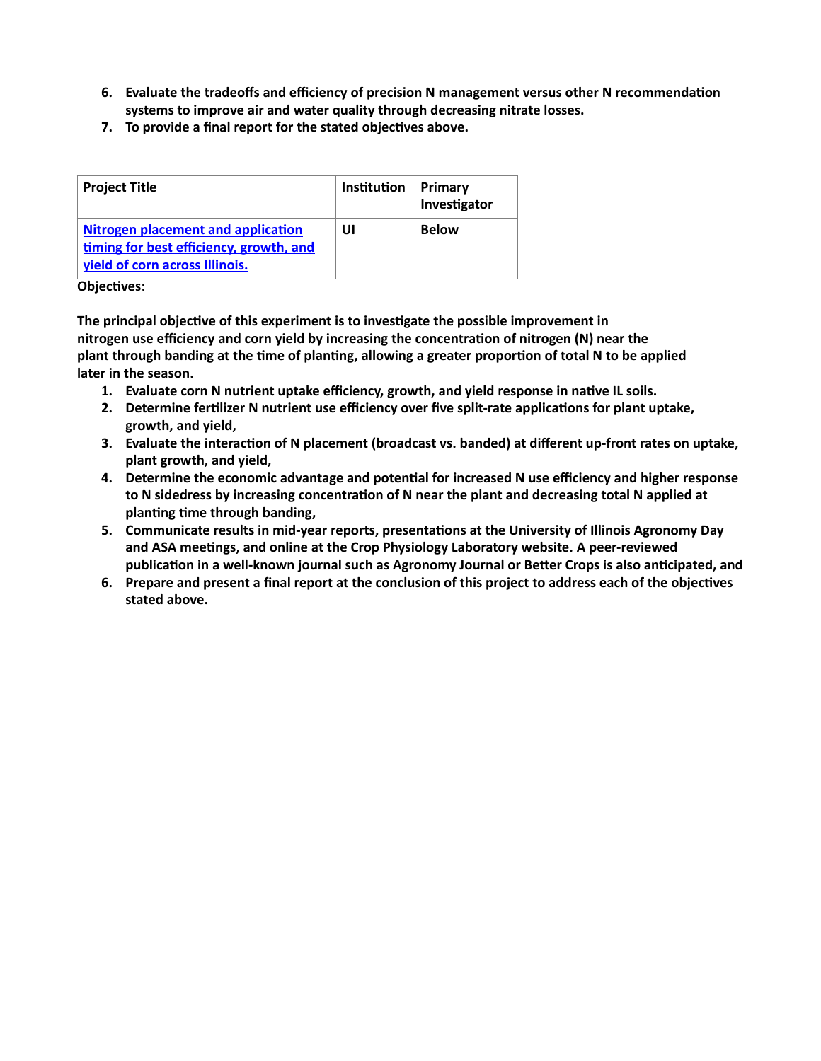6. **Evaluate the tradeoffs and efficiency of precision N management versus other N recommendation systems to improve air and water quality through decreasing nitrate losses.**
7. **To provide a final report for the stated objectives above.**

| Project Title | Institution | Primary Investigator |
|---|---|---|
| [Nitrogen placement and application timing for best efficiency, growth, and yield of corn across Illinois.]() | UI | Below |

**Objectives:**

**The principal objective of this experiment is to investigate the possible improvement in nitrogen use efficiency and corn yield by increasing the concentration of nitrogen (N) near the plant through banding at the time of planting, allowing a greater proportion of total N to be applied later in the season.**

1. **Evaluate corn N nutrient uptake efficiency, growth, and yield response in native IL soils.**
2. **Determine fertilizer N nutrient use efficiency over five split-rate applications for plant uptake, growth, and yield,**
3. **Evaluate the interaction of N placement (broadcast vs. banded) at different up-front rates on uptake, plant growth, and yield,**
4. **Determine the economic advantage and potential for increased N use efficiency and higher response to N sidedress by increasing concentration of N near the plant and decreasing total N applied at planting time through banding,**
5. **Communicate results in mid-year reports, presentations at the University of Illinois Agronomy Day and ASA meetings, and online at the Crop Physiology Laboratory website. A peer-reviewed publication in a well-known journal such as Agronomy Journal or Better Crops is also anticipated, and**
6. **Prepare and present a final report at the conclusion of this project to address each of the objectives stated above.**